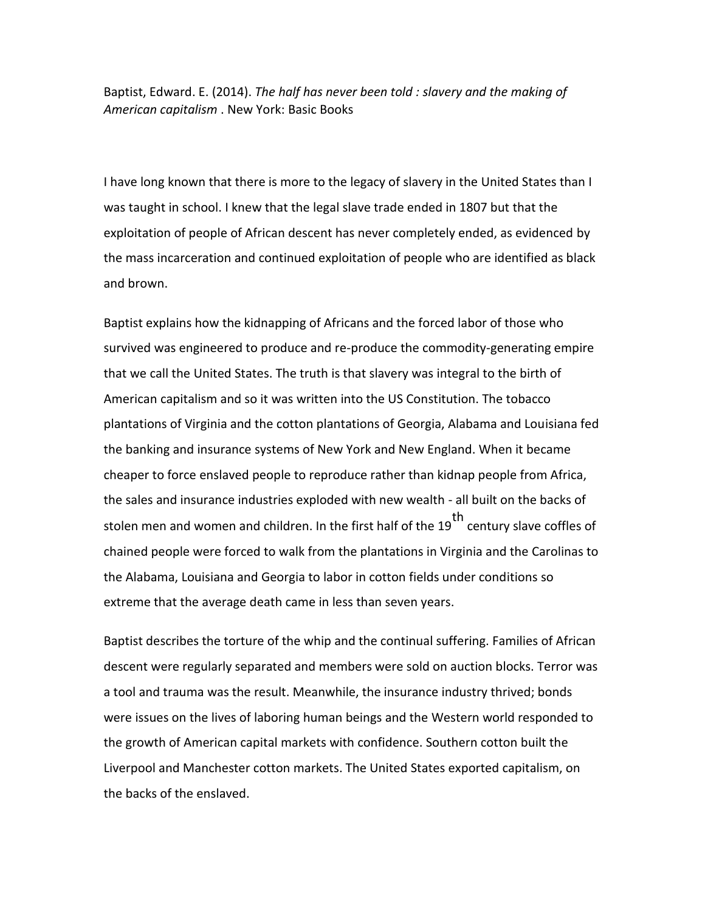Baptist, Edward. E. (2014). *The half has never been told : slavery and the making of American capitalism* . New York: Basic Books

I have long known that there is more to the legacy of slavery in the United States than I was taught in school. I knew that the legal slave trade ended in 1807 but that the exploitation of people of African descent has never completely ended, as evidenced by the mass incarceration and continued exploitation of people who are identified as black and brown.

Baptist explains how the kidnapping of Africans and the forced labor of those who survived was engineered to produce and re-produce the commodity-generating empire that we call the United States. The truth is that slavery was integral to the birth of American capitalism and so it was written into the US Constitution. The tobacco plantations of Virginia and the cotton plantations of Georgia, Alabama and Louisiana fed the banking and insurance systems of New York and New England. When it became cheaper to force enslaved people to reproduce rather than kidnap people from Africa, the sales and insurance industries exploded with new wealth - all built on the backs of stolen men and women and children. In the first half of the 19th century slave coffles of chained people were forced to walk from the plantations in Virginia and the Carolinas to the Alabama, Louisiana and Georgia to labor in cotton fields under conditions so extreme that the average death came in less than seven years.

Baptist describes the torture of the whip and the continual suffering. Families of African descent were regularly separated and members were sold on auction blocks. Terror was a tool and trauma was the result. Meanwhile, the insurance industry thrived; bonds were issues on the lives of laboring human beings and the Western world responded to the growth of American capital markets with confidence. Southern cotton built the Liverpool and Manchester cotton markets. The United States exported capitalism, on the backs of the enslaved.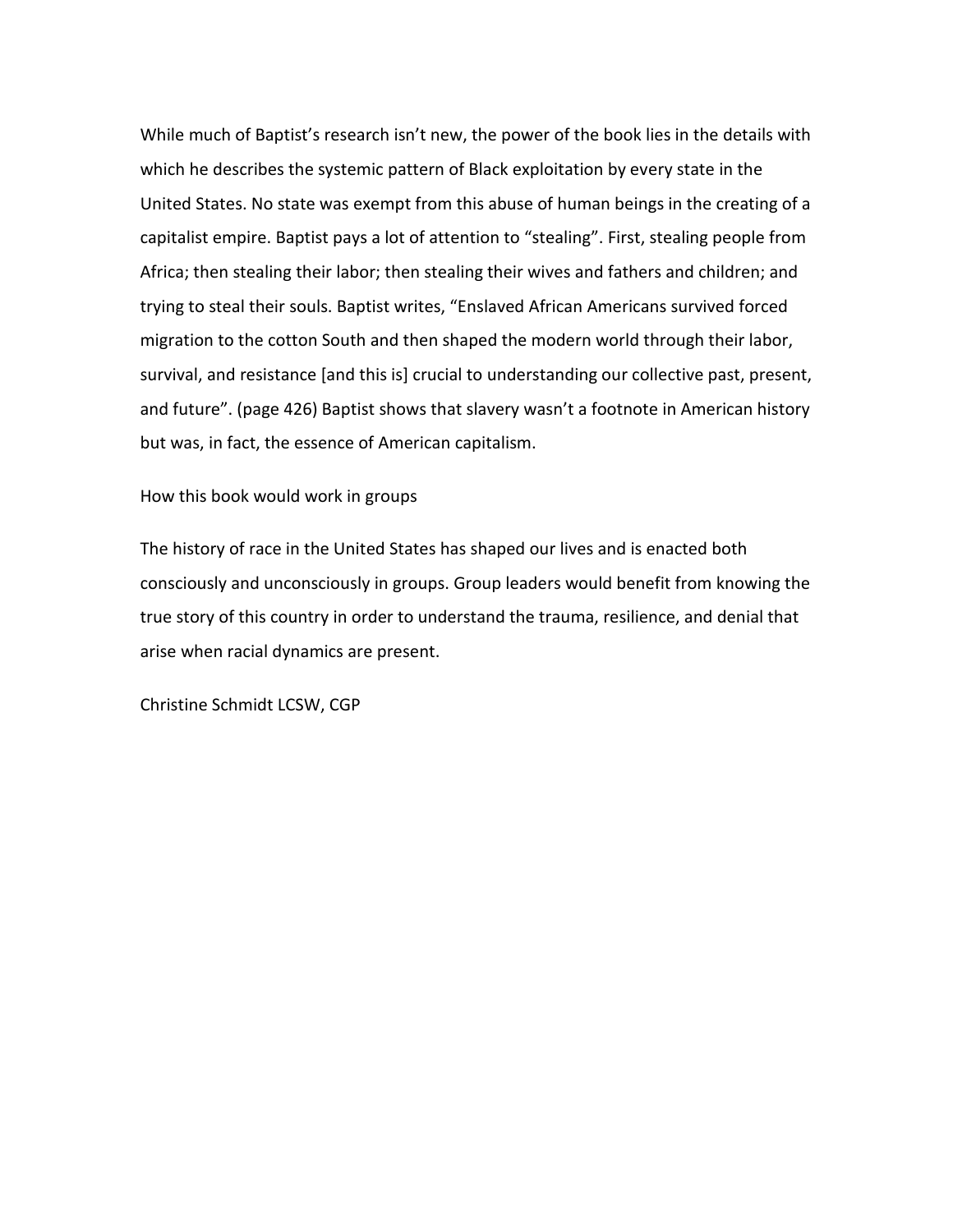While much of Baptist's research isn't new, the power of the book lies in the details with which he describes the systemic pattern of Black exploitation by every state in the United States. No state was exempt from this abuse of human beings in the creating of a capitalist empire. Baptist pays a lot of attention to "stealing". First, stealing people from Africa; then stealing their labor; then stealing their wives and fathers and children; and trying to steal their souls. Baptist writes, "Enslaved African Americans survived forced migration to the cotton South and then shaped the modern world through their labor, survival, and resistance [and this is] crucial to understanding our collective past, present, and future". (page 426) Baptist shows that slavery wasn't a footnote in American history but was, in fact, the essence of American capitalism.

How this book would work in groups

The history of race in the United States has shaped our lives and is enacted both consciously and unconsciously in groups. Group leaders would benefit from knowing the true story of this country in order to understand the trauma, resilience, and denial that arise when racial dynamics are present.

Christine Schmidt LCSW, CGP